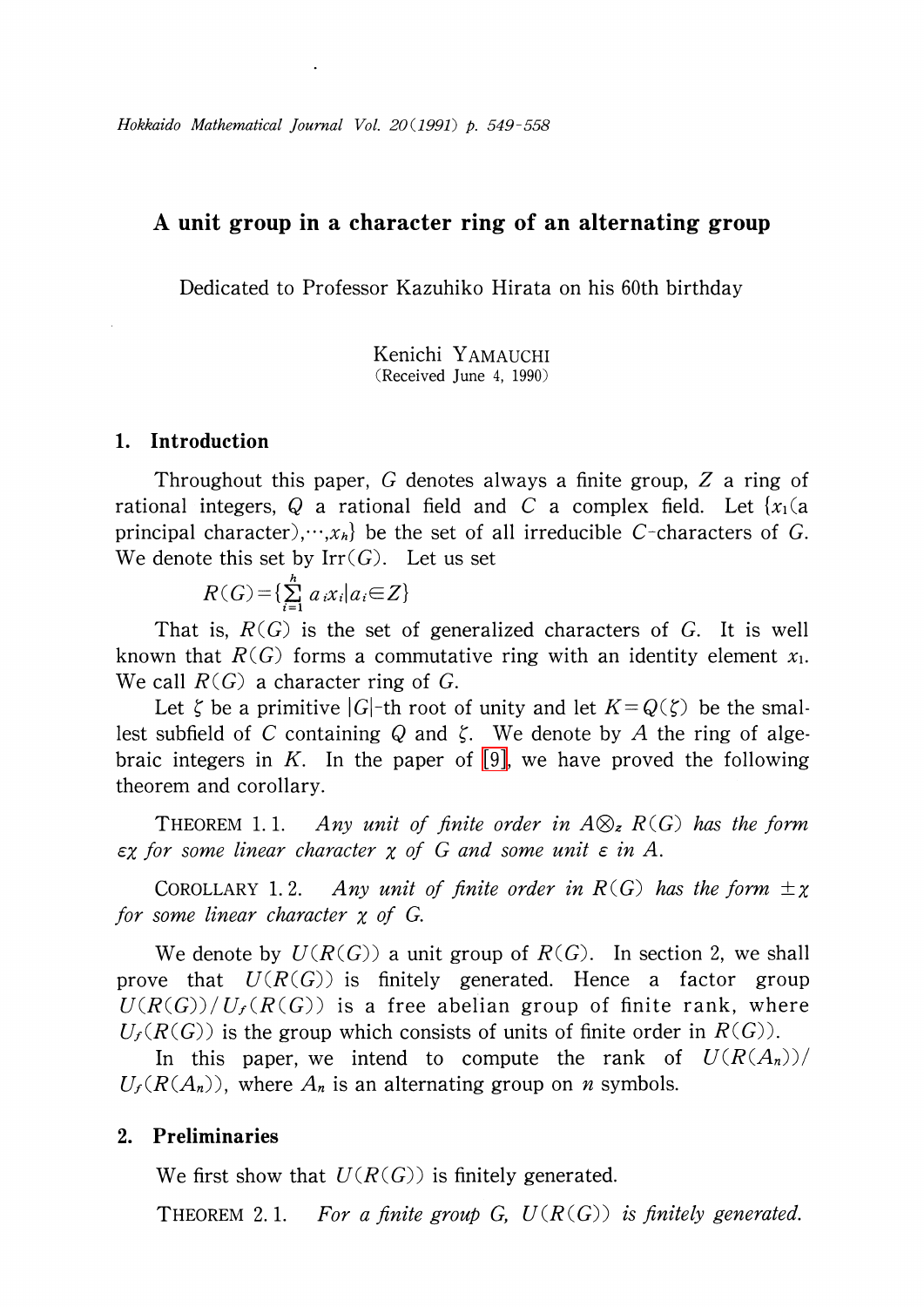# A unit group in a character ring of an alternating group

Dedicated to Professor Kazuhiko Hirata on his 60th birthday

Kenichi YAMAUCHI
(Received June 4, 1990)

## 1. Introduction

Throughout this paper, $G$ denotes always a finite group, $Z$ a ring of rational integers, $Q$ a rational field and $C$ a complex field. Let $\{x_1$(a principal character)$,\cdots,x_h\}$ be the set of all irreducible $C$-characters of $G$. We denote this set by $\mathrm{Irr}(G)$. Let us set

$$R(G)=\{\sum_{i=1}^{h} a_i x_i | a_i \in Z\}$$

That is, $R(G)$ is the set of generalized characters of $G$. It is well known that $R(G)$ forms a commutative ring with an identity element $x_1$. We call $R(G)$ a character ring of $G$.

Let $\zeta$ be a primitive $|G|$-th root of unity and let $K=Q(\zeta)$ be the smallest subfield of $C$ containing $Q$ and $\zeta$. We denote by $A$ the ring of algebraic integers in $K$. In the paper of [9], we have proved the following theorem and corollary.

THEOREM 1.1. *Any unit of finite order in $A \otimes_z R(G)$ has the form $\varepsilon\chi$ for some linear character $\chi$ of $G$ and some unit $\varepsilon$ in $A$.*

COROLLARY 1.2. *Any unit of finite order in $R(G)$ has the form $\pm\chi$ for some linear character $\chi$ of $G$.*

We denote by $U(R(G))$ a unit group of $R(G)$. In section 2, we shall prove that $U(R(G))$ is finitely generated. Hence a factor group $U(R(G))/U_f(R(G))$ is a free abelian group of finite rank, where $U_f(R(G))$ is the group which consists of units of finite order in $R(G)$.

In this paper, we intend to compute the rank of $U(R(A_n))/U_f(R(A_n))$, where $A_n$ is an alternating group on $n$ symbols.

## 2. Preliminaries

We first show that $U(R(G))$ is finitely generated.

THEOREM 2.1. *For a finite group $G$, $U(R(G))$ is finitely generated.*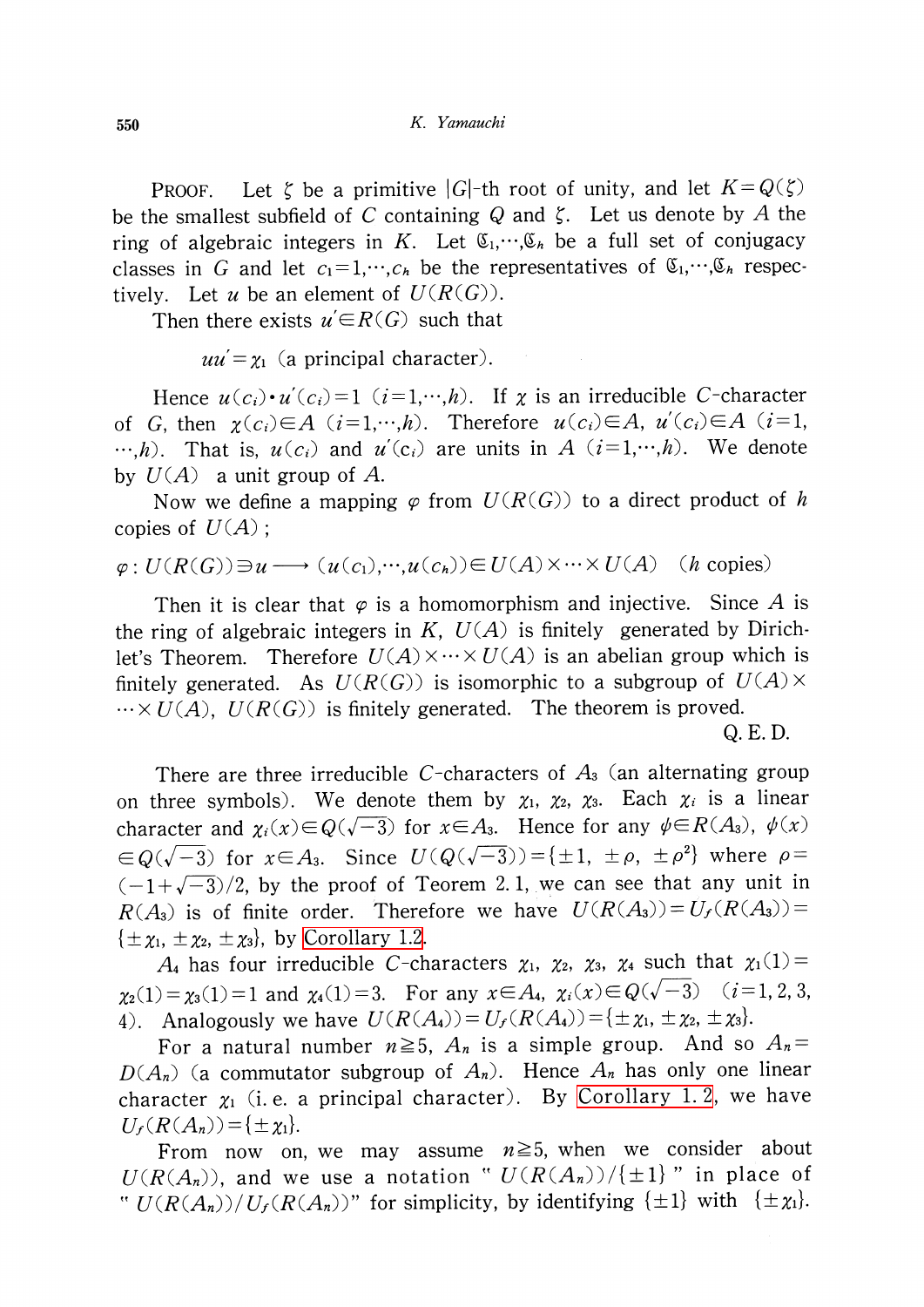PROOF. Let $\zeta$ be a primitive $|G|$-th root of unity, and let $K=Q(\zeta)$ be the smallest subfield of $C$ containing $Q$ and $\zeta$. Let us denote by $A$ the ring of algebraic integers in $K$. Let $\mathfrak{C}_1,\cdots,\mathfrak{C}_h$ be a full set of conjugacy classes in $G$ and let $c_1=1,\cdots,c_h$ be the representatives of $\mathfrak{C}_1,\cdots,\mathfrak{C}_h$ respectively. Let $u$ be an element of $U(R(G))$.

Then there exists $u'\in R(G)$ such that

$$uu'=\chi_1 \text{ (a principal character).}$$

Hence $u(c_i)\cdot u'(c_i)=1$ $(i=1,\cdots,h)$. If $\chi$ is an irreducible $C$-character of $G$, then $\chi(c_i)\in A$ $(i=1,\cdots,h)$. Therefore $u(c_i)\in A$, $u'(c_i)\in A$ $(i=1,\cdots,h)$. That is, $u(c_i)$ and $u'(c_i)$ are units in $A$ $(i=1,\cdots,h)$. We denote by $U(A)$ a unit group of $A$.

Now we define a mapping $\varphi$ from $U(R(G))$ to a direct product of $h$ copies of $U(A)$;

$$\varphi: U(R(G))\ni u \longrightarrow (u(c_1),\cdots,u(c_h))\in U(A)\times\cdots\times U(A) \quad (h \text{ copies})$$

Then it is clear that $\varphi$ is a homomorphism and injective. Since $A$ is the ring of algebraic integers in $K$, $U(A)$ is finitely generated by Dirichlet's Theorem. Therefore $U(A)\times\cdots\times U(A)$ is an abelian group which is finitely generated. As $U(R(G))$ is isomorphic to a subgroup of $U(A)\times\cdots\times U(A)$, $U(R(G))$ is finitely generated. The theorem is proved.

Q. E. D.

There are three irreducible $C$-characters of $A_3$ (an alternating group on three symbols). We denote them by $\chi_1$, $\chi_2$, $\chi_3$. Each $\chi_i$ is a linear character and $\chi_i(x)\in Q(\sqrt{-3})$ for $x\in A_3$. Hence for any $\psi\in R(A_3)$, $\psi(x)\in Q(\sqrt{-3})$ for $x\in A_3$. Since $U(Q(\sqrt{-3}))=\{\pm 1, \pm\rho, \pm\rho^2\}$ where $\rho=(-1+\sqrt{-3})/2$, by the proof of Teorem 2.1, we can see that any unit in $R(A_3)$ is of finite order. Therefore we have $U(R(A_3))=U_f(R(A_3))=\{\pm\chi_1, \pm\chi_2, \pm\chi_3\}$, by Corollary 1.2.

$A_4$ has four irreducible $C$-characters $\chi_1$, $\chi_2$, $\chi_3$, $\chi_4$ such that $\chi_1(1)=\chi_2(1)=\chi_3(1)=1$ and $\chi_4(1)=3$. For any $x\in A_4$, $\chi_i(x)\in Q(\sqrt{-3})$ $(i=1,2,3,4)$. Analogously we have $U(R(A_4))=U_f(R(A_4))=\{\pm\chi_1, \pm\chi_2, \pm\chi_3\}$.

For a natural number $n\geqq 5$, $A_n$ is a simple group. And so $A_n=D(A_n)$ (a commutator subgroup of $A_n$). Hence $A_n$ has only one linear character $\chi_1$ (i.e. a principal character). By Corollary 1.2, we have $U_f(R(A_n))=\{\pm\chi_1\}$.

From now on, we may assume $n\geqq 5$, when we consider about $U(R(A_n))$, and we use a notation " $U(R(A_n))/\{\pm 1\}$ " in place of " $U(R(A_n))/U_f(R(A_n))$" for simplicity, by identifying $\{\pm 1\}$ with $\{\pm\chi_1\}$.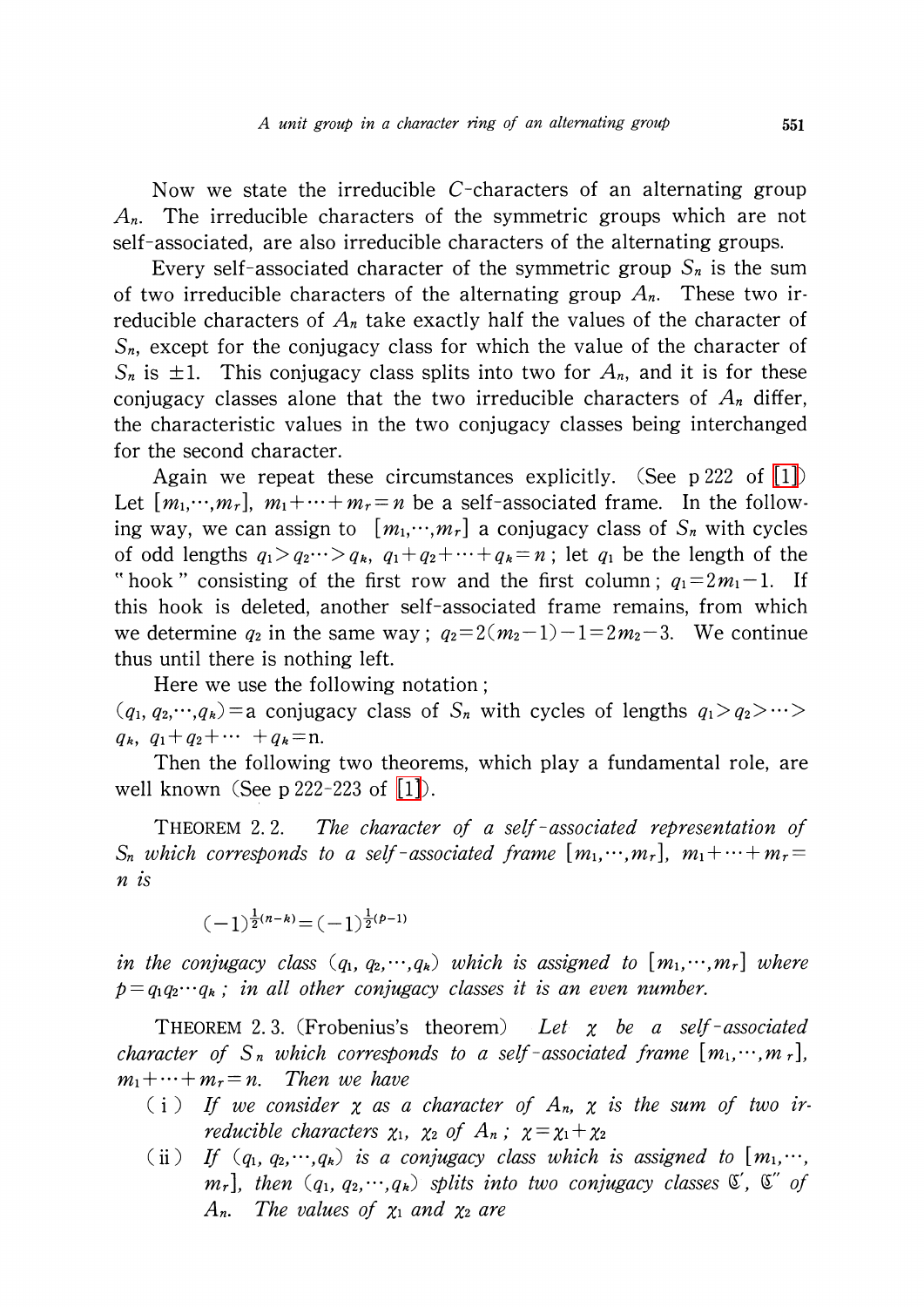Now we state the irreducible $C$-characters of an alternating group $A_n$. The irreducible characters of the symmetric groups which are not self-associated, are also irreducible characters of the alternating groups.

Every self-associated character of the symmetric group $S_n$ is the sum of two irreducible characters of the alternating group $A_n$. These two irreducible characters of $A_n$ take exactly half the values of the character of $S_n$, except for the conjugacy class for which the value of the character of $S_n$ is $\pm 1$. This conjugacy class splits into two for $A_n$, and it is for these conjugacy classes alone that the two irreducible characters of $A_n$ differ, the characteristic values in the two conjugacy classes being interchanged for the second character.

Again we repeat these circumstances explicitly. (See p 222 of [1]) Let $[m_1,\cdots,m_r]$, $m_1+\cdots+m_r=n$ be a self-associated frame. In the following way, we can assign to $[m_1,\cdots,m_r]$ a conjugacy class of $S_n$ with cycles of odd lengths $q_1>q_2\cdots>q_k$, $q_1+q_2+\cdots+q_k=n$; let $q_1$ be the length of the "hook" consisting of the first row and the first column; $q_1=2m_1-1$. If this hook is deleted, another self-associated frame remains, from which we determine $q_2$ in the same way; $q_2=2(m_2-1)-1=2m_2-3$. We continue thus until there is nothing left.

Here we use the following notation;
$(q_1, q_2,\cdots,q_k)$ = a conjugacy class of $S_n$ with cycles of lengths $q_1>q_2>\cdots>q_k$, $q_1+q_2+\cdots+q_k=n$.

Then the following two theorems, which play a fundamental role, are well known (See p 222-223 of [1]).

THEOREM 2.2. *The character of a self-associated representation of $S_n$ which corresponds to a self-associated frame $[m_1,\cdots,m_r]$, $m_1+\cdots+m_r=n$ is*

$$(-1)^{\frac{1}{2}(n-k)}=(-1)^{\frac{1}{2}(p-1)}$$

*in the conjugacy class $(q_1, q_2,\cdots,q_k)$ which is assigned to $[m_1,\cdots,m_r]$ where $p=q_1q_2\cdots q_k$; in all other conjugacy classes it is an even number.*

THEOREM 2.3. (Frobenius's theorem) *Let $\chi$ be a self-associated character of $S_n$ which corresponds to a self-associated frame $[m_1,\cdots,m_r]$, $m_1+\cdots+m_r=n$. Then we have*

(i) *If we consider $\chi$ as a character of $A_n$, $\chi$ is the sum of two irreducible characters $\chi_1$, $\chi_2$ of $A_n$; $\chi=\chi_1+\chi_2$*

(ii) *If $(q_1, q_2,\cdots,q_k)$ is a conjugacy class which is assigned to $[m_1,\cdots,m_r]$, then $(q_1, q_2,\cdots,q_k)$ splits into two conjugacy classes $\mathfrak{C}'$, $\mathfrak{C}''$ of $A_n$. The values of $\chi_1$ and $\chi_2$ are*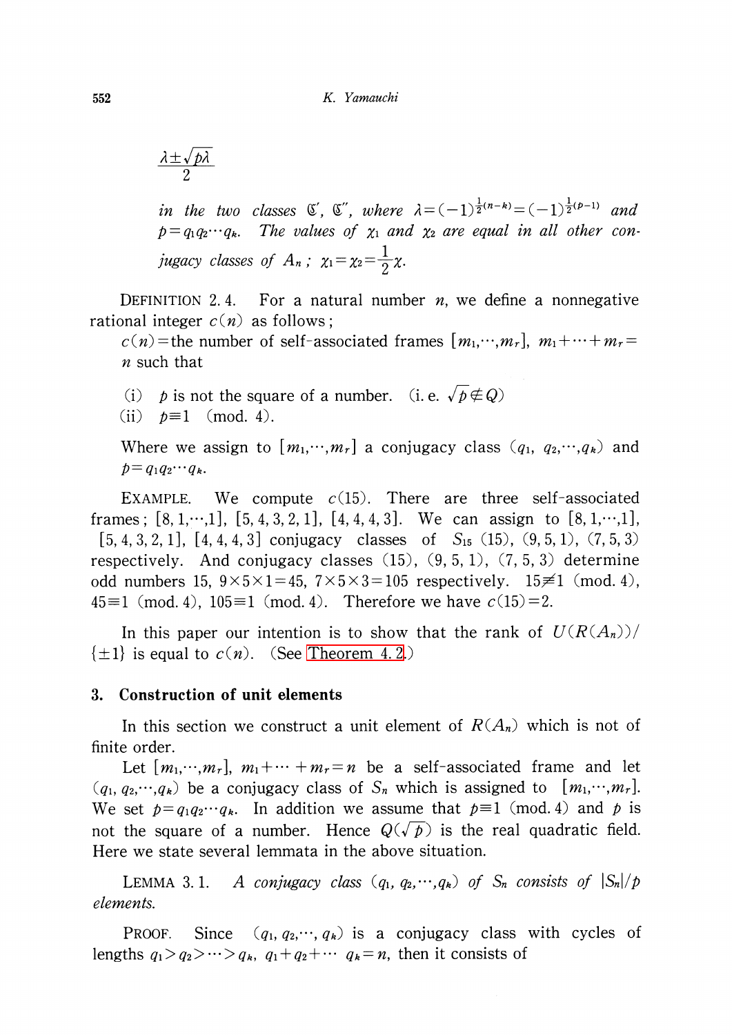$$\frac{\lambda \pm \sqrt{p\lambda}}{2}$$

*in the two classes* $\mathfrak{C}'$, $\mathfrak{C}''$, *where* $\lambda = (-1)^{\frac{1}{2}(n-k)} = (-1)^{\frac{1}{2}(p-1)}$ *and* $p = q_1 q_2 \cdots q_k$. *The values of* $\chi_1$ *and* $\chi_2$ *are equal in all other conjugacy classes of* $A_n$ ; $\chi_1 = \chi_2 = \frac{1}{2}\chi$.

DEFINITION 2.4. For a natural number $n$, we define a nonnegative rational integer $c(n)$ as follows;

$c(n)$ = the number of self-associated frames $[m_1, \cdots, m_r]$, $m_1 + \cdots + m_r = n$ such that

(i) $p$ is not the square of a number. (i.e. $\sqrt{p} \notin Q$)

(ii) $p \equiv 1 \pmod{4}$.

Where we assign to $[m_1, \cdots, m_r]$ a conjugacy class $(q_1, q_2, \cdots, q_k)$ and $p = q_1 q_2 \cdots q_k$.

EXAMPLE. We compute $c(15)$. There are three self-associated frames; $[8, 1, \cdots, 1]$, $[5, 4, 3, 2, 1]$, $[4, 4, 4, 3]$. We can assign to $[8, 1, \cdots, 1]$, $[5, 4, 3, 2, 1]$, $[4, 4, 4, 3]$ conjugacy classes of $S_{15}$ $(15)$, $(9, 5, 1)$, $(7, 5, 3)$ respectively. And conjugacy classes $(15)$, $(9, 5, 1)$, $(7, 5, 3)$ determine odd numbers 15, $9 \times 5 \times 1 = 45$, $7 \times 5 \times 3 = 105$ respectively. $15 \not\equiv 1 \pmod{4}$, $45 \equiv 1 \pmod{4}$, $105 \equiv 1 \pmod{4}$. Therefore we have $c(15) = 2$.

In this paper our intention is to show that the rank of $U(R(A_n))/\{\pm 1\}$ is equal to $c(n)$. (See Theorem 4.2.)

## 3. Construction of unit elements

In this section we construct a unit element of $R(A_n)$ which is not of finite order.

Let $[m_1, \cdots, m_r]$, $m_1 + \cdots + m_r = n$ be a self-associated frame and let $(q_1, q_2, \cdots, q_k)$ be a conjugacy class of $S_n$ which is assigned to $[m_1, \cdots, m_r]$. We set $p = q_1 q_2 \cdots q_k$. In addition we assume that $p \equiv 1 \pmod{4}$ and $p$ is not the square of a number. Hence $Q(\sqrt{p})$ is the real quadratic field. Here we state several lemmata in the above situation.

LEMMA 3.1. *A conjugacy class* $(q_1, q_2, \cdots, q_k)$ *of* $S_n$ *consists of* $|S_n|/p$ *elements.*

PROOF. Since $(q_1, q_2, \cdots, q_k)$ is a conjugacy class with cycles of lengths $q_1 > q_2 > \cdots > q_k$, $q_1 + q_2 + \cdots q_k = n$, then it consists of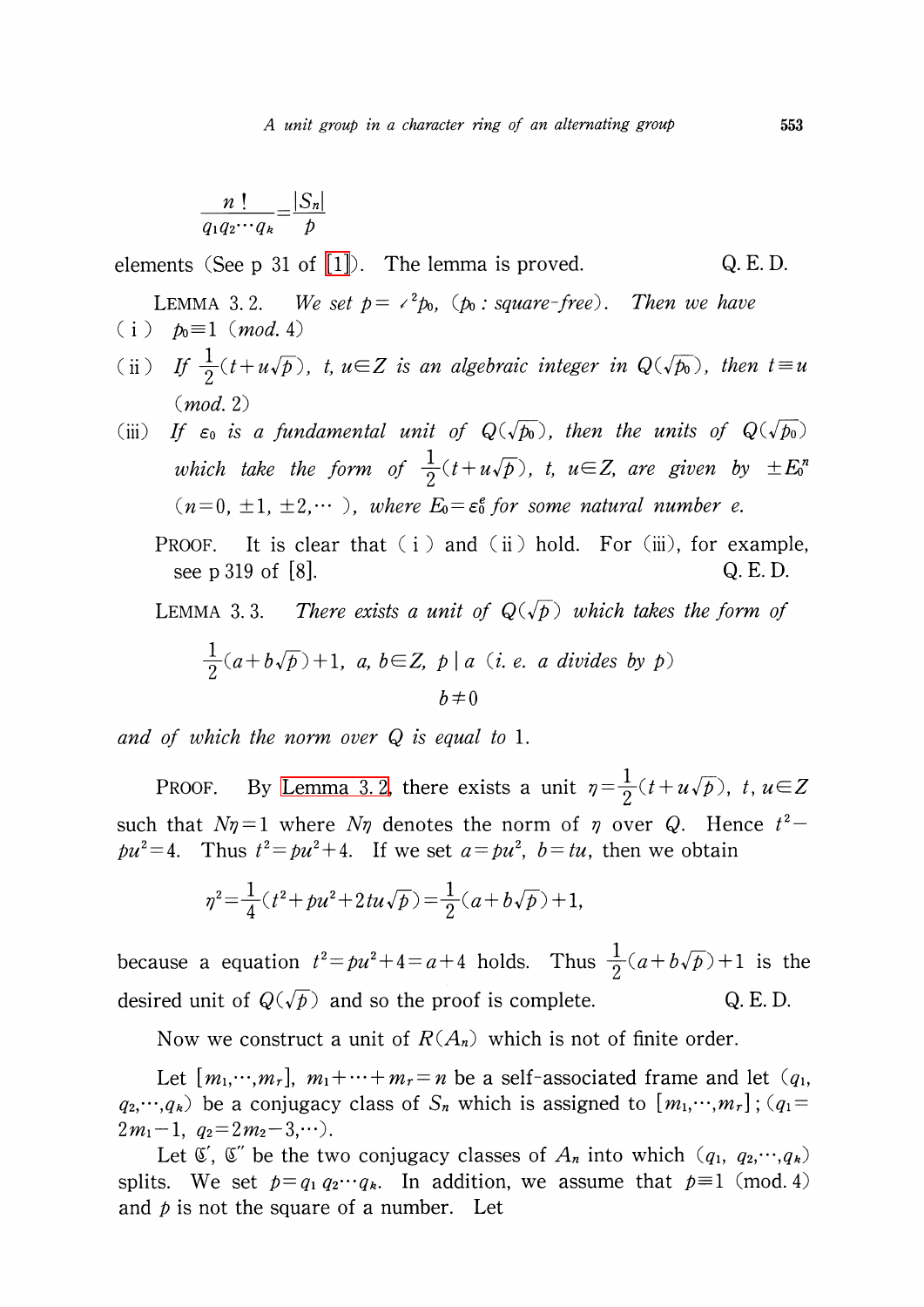$$\frac{n\,!}{q_1 q_2 \cdots q_k} = \frac{|S_n|}{p}$$

elements (See p 31 of [1]). The lemma is proved. Q. E. D.

LEMMA 3. 2. *We set $p = \ell^2 p_0$, ($p_0$ : square-free). Then we have*

( i ) $p_0 \equiv 1$ *(mod. 4)*

( ii ) *If $\frac{1}{2}(t + u\sqrt{p})$, $t, u \in Z$ is an algebraic integer in $Q(\sqrt{p_0})$, then $t \equiv u$ (mod. 2)*

(iii) *If $\varepsilon_0$ is a fundamental unit of $Q(\sqrt{p_0})$, then the units of $Q(\sqrt{p_0})$ which take the form of $\frac{1}{2}(t + u\sqrt{p})$, $t$, $u \in Z$, are given by $\pm E_0^n$ ($n = 0, \pm 1, \pm 2, \cdots$), where $E_0 = \varepsilon_0^e$ for some natural number $e$.*

PROOF. It is clear that ( i ) and ( ii ) hold. For (iii), for example, see p 319 of [8]. Q. E. D.

LEMMA 3. 3. *There exists a unit of $Q(\sqrt{p})$ which takes the form of*

$$\frac{1}{2}(a + b\sqrt{p}) + 1,\ a,\ b \in Z,\ p \mid a \text{ (i. e. } a \text{ divides by } p\text{)}$$
$$b \neq 0$$

*and of which the norm over $Q$ is equal to 1.*

PROOF. By Lemma 3. 2, there exists a unit $\eta = \frac{1}{2}(t + u\sqrt{p})$, $t$, $u \in Z$ such that $N\eta = 1$ where $N\eta$ denotes the norm of $\eta$ over $Q$. Hence $t^2 - pu^2 = 4$. Thus $t^2 = pu^2 + 4$. If we set $a = pu^2$, $b = tu$, then we obtain

$$\eta^2 = \frac{1}{4}(t^2 + pu^2 + 2tu\sqrt{p}) = \frac{1}{2}(a + b\sqrt{p}) + 1,$$

because a equation $t^2 = pu^2 + 4 = a + 4$ holds. Thus $\frac{1}{2}(a + b\sqrt{p}) + 1$ is the desired unit of $Q(\sqrt{p})$ and so the proof is complete. Q. E. D.

Now we construct a unit of $R(A_n)$ which is not of finite order.

Let $[m_1, \cdots, m_r]$, $m_1 + \cdots + m_r = n$ be a self-associated frame and let $(q_1, q_2, \cdots, q_k)$ be a conjugacy class of $S_n$ which is assigned to $[m_1, \cdots, m_r]$; $(q_1 = 2m_1 - 1,\ q_2 = 2m_2 - 3, \cdots)$.

Let $\mathfrak{C}'$, $\mathfrak{C}''$ be the two conjugacy classes of $A_n$ into which $(q_1, q_2, \cdots, q_k)$ splits. We set $p = q_1 q_2 \cdots q_k$. In addition, we assume that $p \equiv 1$ (mod. 4) and $p$ is not the square of a number. Let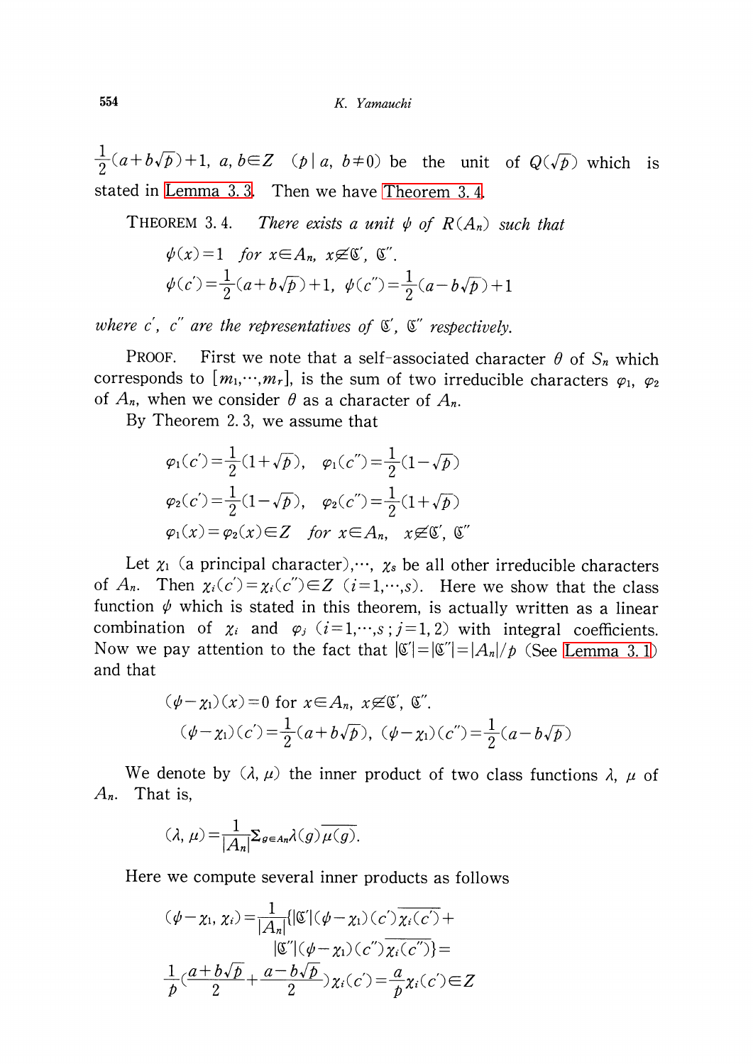$\frac{1}{2}(a+b\sqrt{p})+1$, $a, b\in Z$ $(p\mid a,\ b\neq 0)$ be the unit of $Q(\sqrt{p})$ which is stated in Lemma 3.3. Then we have Theorem 3.4.

THEOREM 3.4. *There exists a unit $\psi$ of $R(A_n)$ such that*

$$\psi(x)=1 \quad \text{for } x\in A_n,\ x\notin \mathfrak{C}',\ \mathfrak{C}''.$$

$$\psi(c')=\frac{1}{2}(a+b\sqrt{p})+1,\ \psi(c'')=\frac{1}{2}(a-b\sqrt{p})+1$$

*where $c'$, $c''$ are the representatives of $\mathfrak{C}'$, $\mathfrak{C}''$ respectively.*

PROOF. First we note that a self-associated character $\theta$ of $S_n$ which corresponds to $[m_1,\cdots,m_r]$, is the sum of two irreducible characters $\varphi_1$, $\varphi_2$ of $A_n$, when we consider $\theta$ as a character of $A_n$.

By Theorem 2.3, we assume that

$$\varphi_1(c')=\frac{1}{2}(1+\sqrt{p}),\quad \varphi_1(c'')=\frac{1}{2}(1-\sqrt{p})$$

$$\varphi_2(c')=\frac{1}{2}(1-\sqrt{p}),\quad \varphi_2(c'')=\frac{1}{2}(1+\sqrt{p})$$

$$\varphi_1(x)=\varphi_2(x)\in Z \quad \text{for } x\in A_n,\quad x\notin \mathfrak{C}',\ \mathfrak{C}''$$

Let $\chi_1$ (a principal character),$\cdots$, $\chi_s$ be all other irreducible characters of $A_n$. Then $\chi_i(c')=\chi_i(c'')\in Z$ $(i=1,\cdots,s)$. Here we show that the class function $\psi$ which is stated in this theorem, is actually written as a linear combination of $\chi_i$ and $\varphi_j$ $(i=1,\cdots,s\,;\,j=1,2)$ with integral coefficients. Now we pay attention to the fact that $|\mathfrak{C}'|=|\mathfrak{C}''|=|A_n|/p$ (See Lemma 3.1) and that

$$(\psi-\chi_1)(x)=0 \text{ for } x\in A_n,\ x\notin \mathfrak{C}',\ \mathfrak{C}''.$$

$$(\psi-\chi_1)(c')=\frac{1}{2}(a+b\sqrt{p}),\ (\psi-\chi_1)(c'')=\frac{1}{2}(a-b\sqrt{p})$$

We denote by $(\lambda, \mu)$ the inner product of two class functions $\lambda$, $\mu$ of $A_n$. That is,

$$(\lambda, \mu)=\frac{1}{|A_n|}\Sigma_{g\in A_n}\lambda(g)\overline{\mu(g)}.$$

Here we compute several inner products as follows

$$(\psi-\chi_1, \chi_i)=\frac{1}{|A_n|}\{|\mathfrak{C}'|(\psi-\chi_1)(c')\overline{\chi_i(c')}+ |\mathfrak{C}''|(\psi-\chi_1)(c'')\overline{\chi_i(c'')}\}=$$

$$\frac{1}{p}\left(\frac{a+b\sqrt{p}}{2}+\frac{a-b\sqrt{p}}{2}\right)\chi_i(c')=\frac{a}{p}\chi_i(c')\in Z$$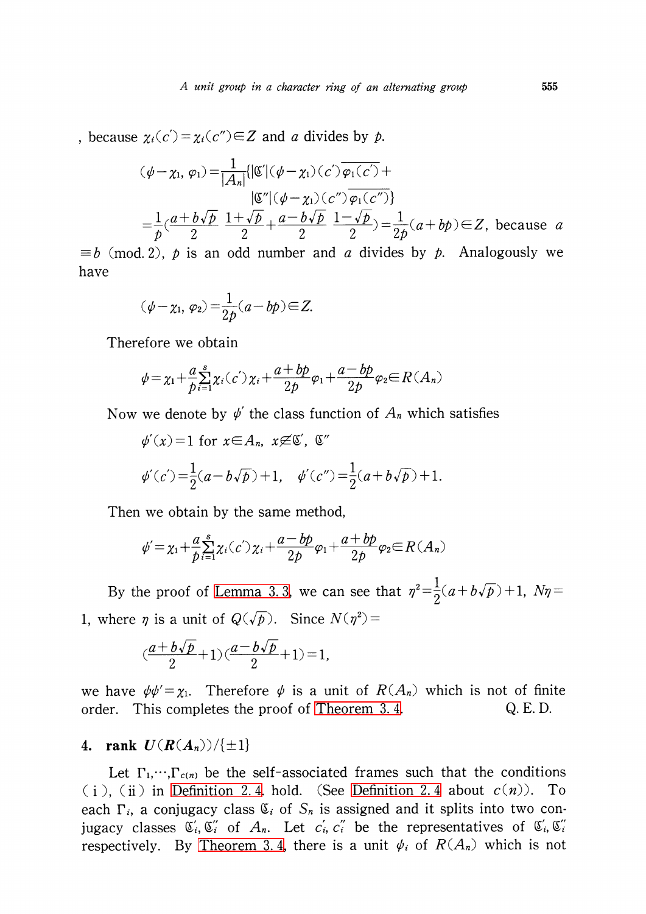, because $\chi_i(c')=\chi_i(c'')\in Z$ and $a$ divides by $p$.

$$(\psi-\chi_1,\varphi_1)=\frac{1}{|A_n|}\{|\mathfrak{C}'|(\psi-\chi_1)(c')\overline{\varphi_1(c')}+|\mathfrak{C}''|(\psi-\chi_1)(c'')\overline{\varphi_1(c'')}\}$$

$$=\frac{1}{p}\left(\frac{a+b\sqrt{p}}{2}\,\frac{1+\sqrt{p}}{2}+\frac{a-b\sqrt{p}}{2}\,\frac{1-\sqrt{p}}{2}\right)=\frac{1}{2p}(a+bp)\in Z,$$

because $a\equiv b \pmod{2}$, $p$ is an odd number and $a$ divides by $p$. Analogously we have

$$(\psi-\chi_1,\varphi_2)=\frac{1}{2p}(a-bp)\in Z.$$

Therefore we obtain

$$\psi=\chi_1+\frac{a}{p}\sum_{i=1}^{s}\chi_i(c')\chi_i+\frac{a+bp}{2p}\varphi_1+\frac{a-bp}{2p}\varphi_2\in R(A_n)$$

Now we denote by $\psi'$ the class function of $A_n$ which satisfies

$\psi'(x)=1$ for $x\in A_n$, $x\notin\mathfrak{C}'$, $\mathfrak{C}''$

$$\psi'(c')=\frac{1}{2}(a-b\sqrt{p})+1,\quad \psi'(c'')=\frac{1}{2}(a+b\sqrt{p})+1.$$

Then we obtain by the same method,

$$\psi'=\chi_1+\frac{a}{p}\sum_{i=1}^{s}\chi_i(c')\chi_i+\frac{a-bp}{2p}\varphi_1+\frac{a+bp}{2p}\varphi_2\in R(A_n)$$

By the proof of Lemma 3.3, we can see that $\eta^2=\frac{1}{2}(a+b\sqrt{p})+1$, $N\eta=1$, where $\eta$ is a unit of $Q(\sqrt{p})$. Since $N(\eta^2)=$

$$\left(\frac{a+b\sqrt{p}}{2}+1\right)\left(\frac{a-b\sqrt{p}}{2}+1\right)=1,$$

we have $\psi\psi'=\chi_1$. Therefore $\psi$ is a unit of $R(A_n)$ which is not of finite order. This completes the proof of Theorem 3.4. Q.E.D.

## 4. rank $U(R(A_n))/\{\pm 1\}$

Let $\Gamma_1,\cdots,\Gamma_{c(n)}$ be the self-associated frames such that the conditions (i), (ii) in Definition 2.4 hold. (See Definition 2.4 about $c(n)$). To each $\Gamma_i$, a conjugacy class $\mathfrak{C}_i$ of $S_n$ is assigned and it splits into two conjugacy classes $\mathfrak{C}_i',\mathfrak{C}_i''$ of $A_n$. Let $c_i', c_i''$ be the representatives of $\mathfrak{C}_i',\mathfrak{C}_i''$ respectively. By Theorem 3.4, there is a unit $\psi_i$ of $R(A_n)$ which is not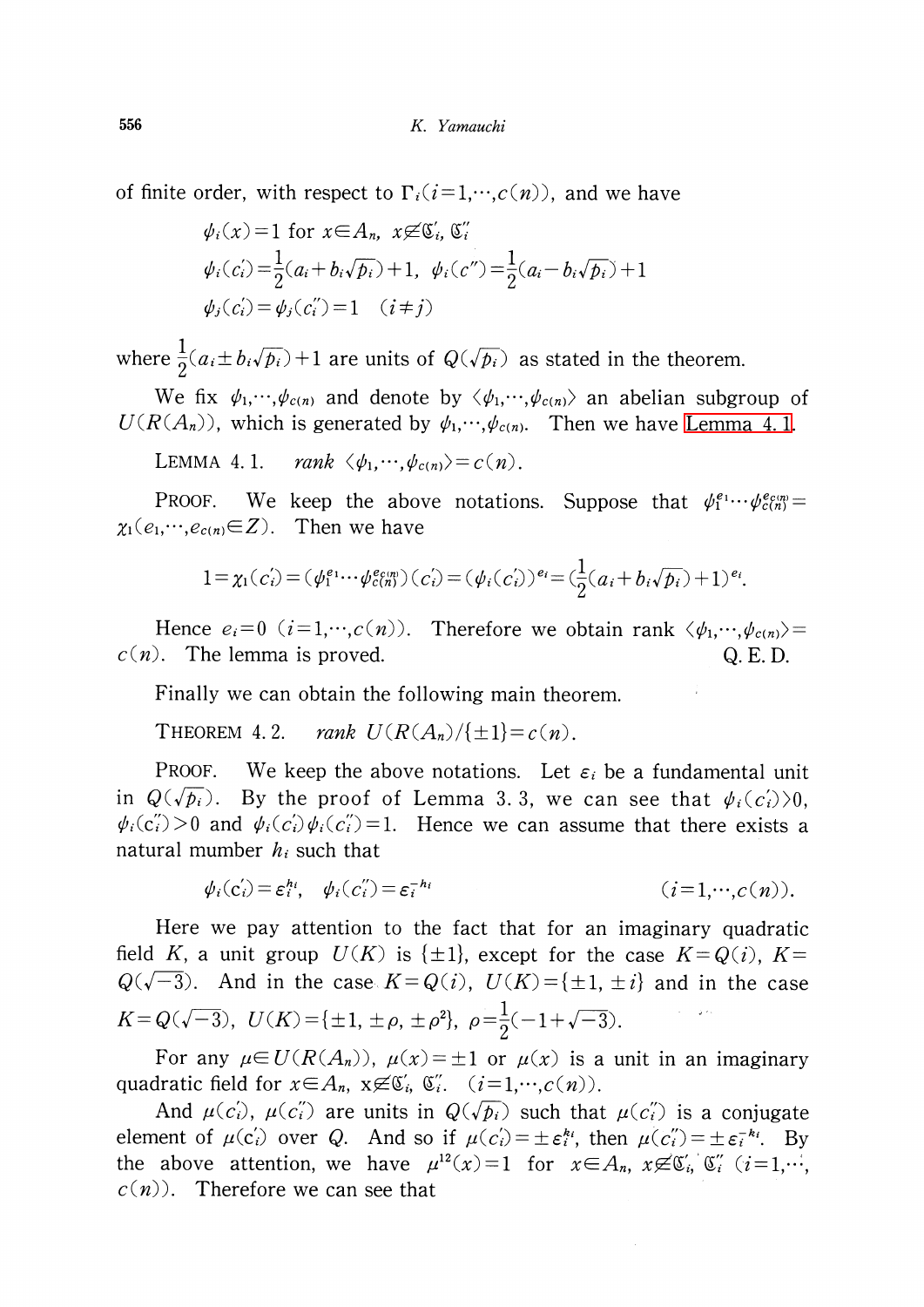of finite order, with respect to $\Gamma_i (i=1,\cdots,c(n))$, and we have

$$\psi_i(x)=1 \text{ for } x\in A_n,\ x\not\in \mathfrak{C}_i',\ \mathfrak{C}_i''$$
$$\psi_i(c_i')=\frac{1}{2}(a_i+b_i\sqrt{p_i})+1,\ \ \psi_i(c'')=\frac{1}{2}(a_i-b_i\sqrt{p_i})+1$$
$$\psi_j(c_i')=\psi_j(c_i'')=1 \quad (i\neq j)$$

where $\frac{1}{2}(a_i\pm b_i\sqrt{p_i})+1$ are units of $Q(\sqrt{p_i})$ as stated in the theorem.

We fix $\psi_1,\cdots,\psi_{c(n)}$ and denote by $\langle\psi_1,\cdots,\psi_{c(n)}\rangle$ an abelian subgroup of $U(R(A_n))$, which is generated by $\psi_1,\cdots,\psi_{c(n)}$. Then we have Lemma 4.1.

LEMMA 4.1. *rank* $\langle\psi_1,\cdots,\psi_{c(n)}\rangle=c(n)$.

PROOF. We keep the above notations. Suppose that $\psi_1^{e_1}\cdots\psi_{c(n)}^{e_{c(n)}}=\chi_1 (e_1,\cdots,e_{c(n)}\in Z)$. Then we have

$$1=\chi_1(c_i')=(\psi_1^{e_1}\cdots\psi_{c(n)}^{e_{c(n)}})(c_i')=(\psi_i(c_i'))^{e_i}=(\frac{1}{2}(a_i+b_i\sqrt{p_i})+1)^{e_i}.$$

Hence $e_i=0\ (i=1,\cdots,c(n))$. Therefore we obtain rank $\langle\psi_1,\cdots,\psi_{c(n)}\rangle=c(n)$. The lemma is proved. Q. E. D.

Finally we can obtain the following main theorem.

THEOREM 4.2. *rank* $U(R(A_n)/\{\pm 1\}=c(n)$.

PROOF. We keep the above notations. Let $\varepsilon_i$ be a fundamental unit in $Q(\sqrt{p_i})$. By the proof of Lemma 3.3, we can see that $\psi_i(c_i')>0$, $\psi_i(c_i'')>0$ and $\psi_i(c_i')\psi_i(c_i'')=1$. Hence we can assume that there exists a natural mumber $h_i$ such that

$$\psi_i(c_i')=\varepsilon_i^{h_i},\quad \psi_i(c_i'')=\varepsilon_i^{-h_i} \qquad\qquad (i=1,\cdots,c(n)).$$

Here we pay attention to the fact that for an imaginary quadratic field $K$, a unit group $U(K)$ is $\{\pm 1\}$, except for the case $K=Q(i)$, $K=Q(\sqrt{-3})$. And in the case $K=Q(i)$, $U(K)=\{\pm 1, \pm i\}$ and in the case $K=Q(\sqrt{-3})$, $U(K)=\{\pm 1, \pm\rho, \pm\rho^2\}$, $\rho=\frac{1}{2}(-1+\sqrt{-3})$.

For any $\mu\in U(R(A_n))$, $\mu(x)=\pm 1$ or $\mu(x)$ is a unit in an imaginary quadratic field for $x\in A_n$, $x\not\in\mathfrak{C}_i', \mathfrak{C}_i''$. $(i=1,\cdots,c(n))$.

And $\mu(c_i')$, $\mu(c_i'')$ are units in $Q(\sqrt{p_i})$ such that $\mu(c_i'')$ is a conjugate element of $\mu(c_i')$ over $Q$. And so if $\mu(c_i')=\pm\varepsilon_i^{k_i}$, then $\mu(c_i'')=\pm\varepsilon_i^{-k_i}$. By the above attention, we have $\mu^{12}(x)=1$ for $x\in A_n$, $x\not\in\mathfrak{C}_i', \mathfrak{C}_i''$ $(i=1,\cdots, c(n))$. Therefore we can see that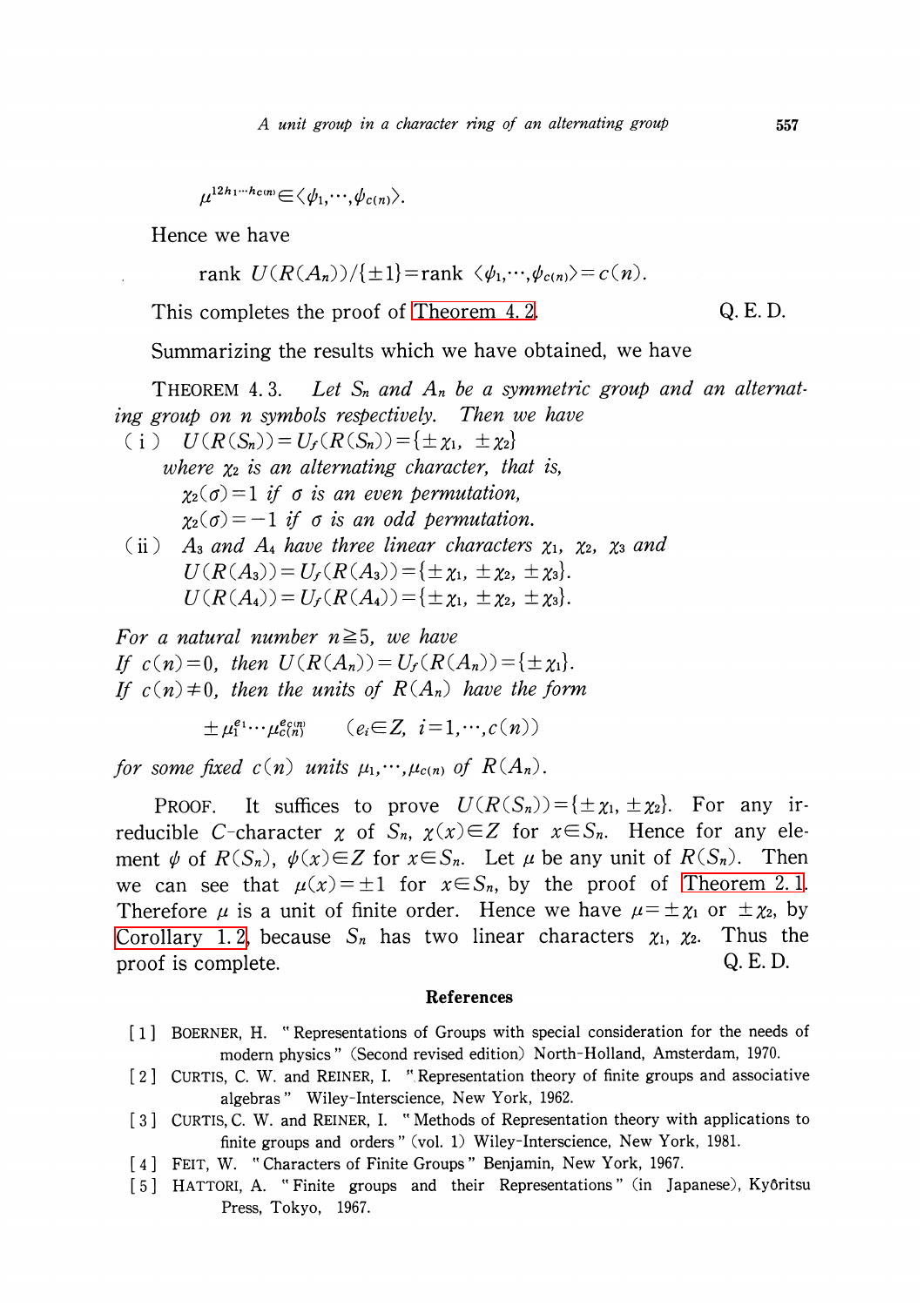$$\mu^{12h_1\cdots h_{c(n)}}\in\langle\psi_1,\cdots,\psi_{c(n)}\rangle.$$

Hence we have

$$\text{rank } U(R(A_n))/\{\pm 1\}=\text{rank }\langle\psi_1,\cdots,\psi_{c(n)}\rangle=c(n).$$

This completes the proof of Theorem 4.2. Q. E. D.

Summarizing the results which we have obtained, we have

THEOREM 4.3. *Let $S_n$ and $A_n$ be a symmetric group and an alternating group on n symbols respectively. Then we have*

(i) $U(R(S_n))=U_f(R(S_n))=\{\pm\chi_1,\ \pm\chi_2\}$

*where $\chi_2$ is an alternating character, that is,*

$\chi_2(\sigma)=1$ *if $\sigma$ is an even permutation,*

$\chi_2(\sigma)=-1$ *if $\sigma$ is an odd permutation.*

(ii) *$A_3$ and $A_4$ have three linear characters $\chi_1$, $\chi_2$, $\chi_3$ and*

$U(R(A_3))=U_f(R(A_3))=\{\pm\chi_1,\ \pm\chi_2,\ \pm\chi_3\}.$

$U(R(A_4))=U_f(R(A_4))=\{\pm\chi_1,\ \pm\chi_2,\ \pm\chi_3\}.$

*For a natural number $n\geqq 5$, we have*

*If $c(n)=0$, then $U(R(A_n))=U_f(R(A_n))=\{\pm\chi_1\}$.*

*If $c(n)\neq 0$, then the units of $R(A_n)$ have the form*

$$\pm\mu_1^{e_1}\cdots\mu_{c(n)}^{e_{c(n)}}\qquad(e_i\in Z,\ i=1,\cdots,c(n))$$

*for some fixed $c(n)$ units $\mu_1,\cdots,\mu_{c(n)}$ of $R(A_n)$.*

PROOF. It suffices to prove $U(R(S_n))=\{\pm\chi_1,\pm\chi_2\}$. For any irreducible $C$-character $\chi$ of $S_n$, $\chi(x)\in Z$ for $x\in S_n$. Hence for any element $\psi$ of $R(S_n)$, $\psi(x)\in Z$ for $x\in S_n$. Let $\mu$ be any unit of $R(S_n)$. Then we can see that $\mu(x)=\pm 1$ for $x\in S_n$, by the proof of Theorem 2.1. Therefore $\mu$ is a unit of finite order. Hence we have $\mu=\pm\chi_1$ or $\pm\chi_2$, by Corollary 1.2, because $S_n$ has two linear characters $\chi_1$, $\chi_2$. Thus the proof is complete. Q. E. D.

## References

[1] BOERNER, H. "Representations of Groups with special consideration for the needs of modern physics" (Second revised edition) North-Holland, Amsterdam, 1970.

[2] CURTIS, C. W. and REINER, I. "Representation theory of finite groups and associative algebras" Wiley-Interscience, New York, 1962.

[3] CURTIS, C. W. and REINER, I. "Methods of Representation theory with applications to finite groups and orders" (vol. 1) Wiley-Interscience, New York, 1981.

[4] FEIT, W. "Characters of Finite Groups" Benjamin, New York, 1967.

[5] HATTORI, A. "Finite groups and their Representations" (in Japanese), Kyôritsu Press, Tokyo, 1967.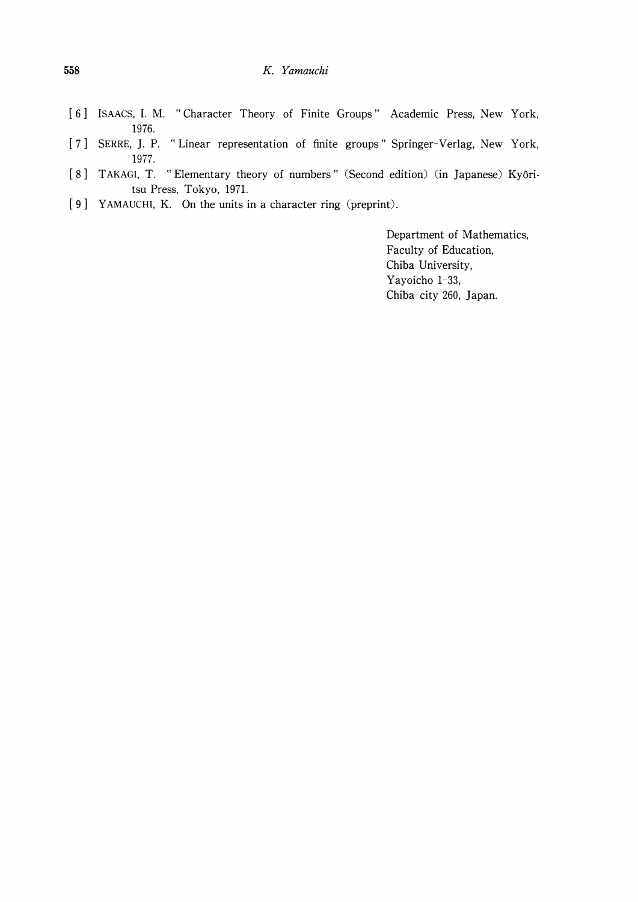[6] ISAACS, I. M. "Character Theory of Finite Groups" Academic Press, New York, 1976.

[7] SERRE, J. P. "Linear representation of finite groups" Springer-Verlag, New York, 1977.

[8] TAKAGI, T. "Elementary theory of numbers" (Second edition) (in Japanese) Kyôritsu Press, Tokyo, 1971.

[9] YAMAUCHI, K. On the units in a character ring (preprint).

Department of Mathematics,
Faculty of Education,
Chiba University,
Yayoicho 1-33,
Chiba-city 260, Japan.